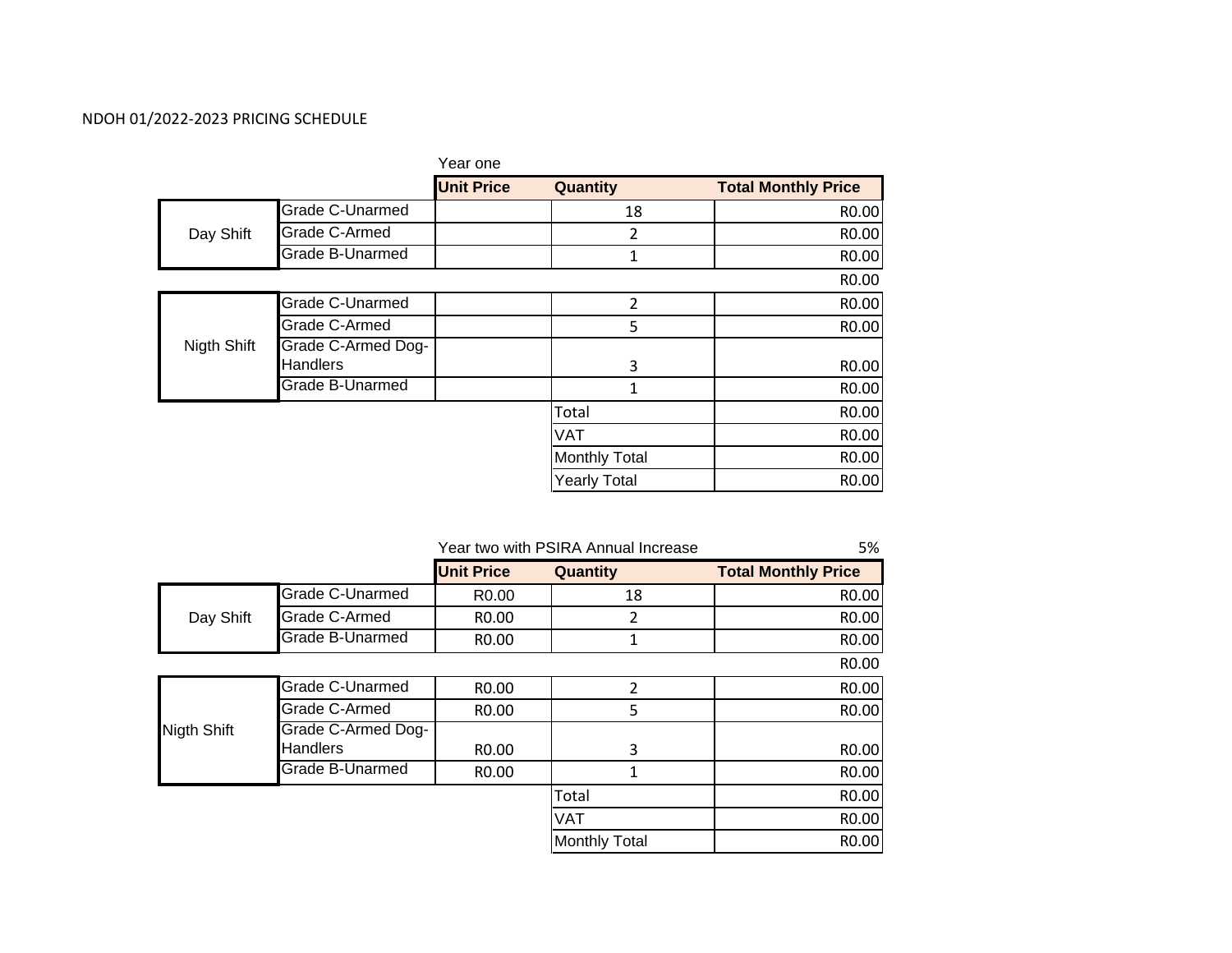NDOH 01/2022-2023 PRICING SCHEDULE

Year one

| | | Unit Price | Quantity | Total Monthly Price |
|---|---|---|---|---|
| Day Shift | Grade C-Unarmed | | 18 | R0.00 |
| | Grade C-Armed | | 2 | R0.00 |
| | Grade B-Unarmed | | 1 | R0.00 |
| | | | | R0.00 |
| Nigth Shift | Grade C-Unarmed | | 2 | R0.00 |
| | Grade C-Armed | | 5 | R0.00 |
| | Grade C-Armed Dog-Handlers | | 3 | R0.00 |
| | Grade B-Unarmed | | 1 | R0.00 |
| | | | Total | R0.00 |
| | | | VAT | R0.00 |
| | | | Monthly Total | R0.00 |
| | | | Yearly Total | R0.00 |

Year two with PSIRA Annual Increase 5%

| | | Unit Price | Quantity | Total Monthly Price |
|---|---|---|---|---|
| Day Shift | Grade C-Unarmed | R0.00 | 18 | R0.00 |
| | Grade C-Armed | R0.00 | 2 | R0.00 |
| | Grade B-Unarmed | R0.00 | 1 | R0.00 |
| | | | | R0.00 |
| Nigth Shift | Grade C-Unarmed | R0.00 | 2 | R0.00 |
| | Grade C-Armed | R0.00 | 5 | R0.00 |
| | Grade C-Armed Dog-Handlers | R0.00 | 3 | R0.00 |
| | Grade B-Unarmed | R0.00 | 1 | R0.00 |
| | | | Total | R0.00 |
| | | | VAT | R0.00 |
| | | | Monthly Total | R0.00 |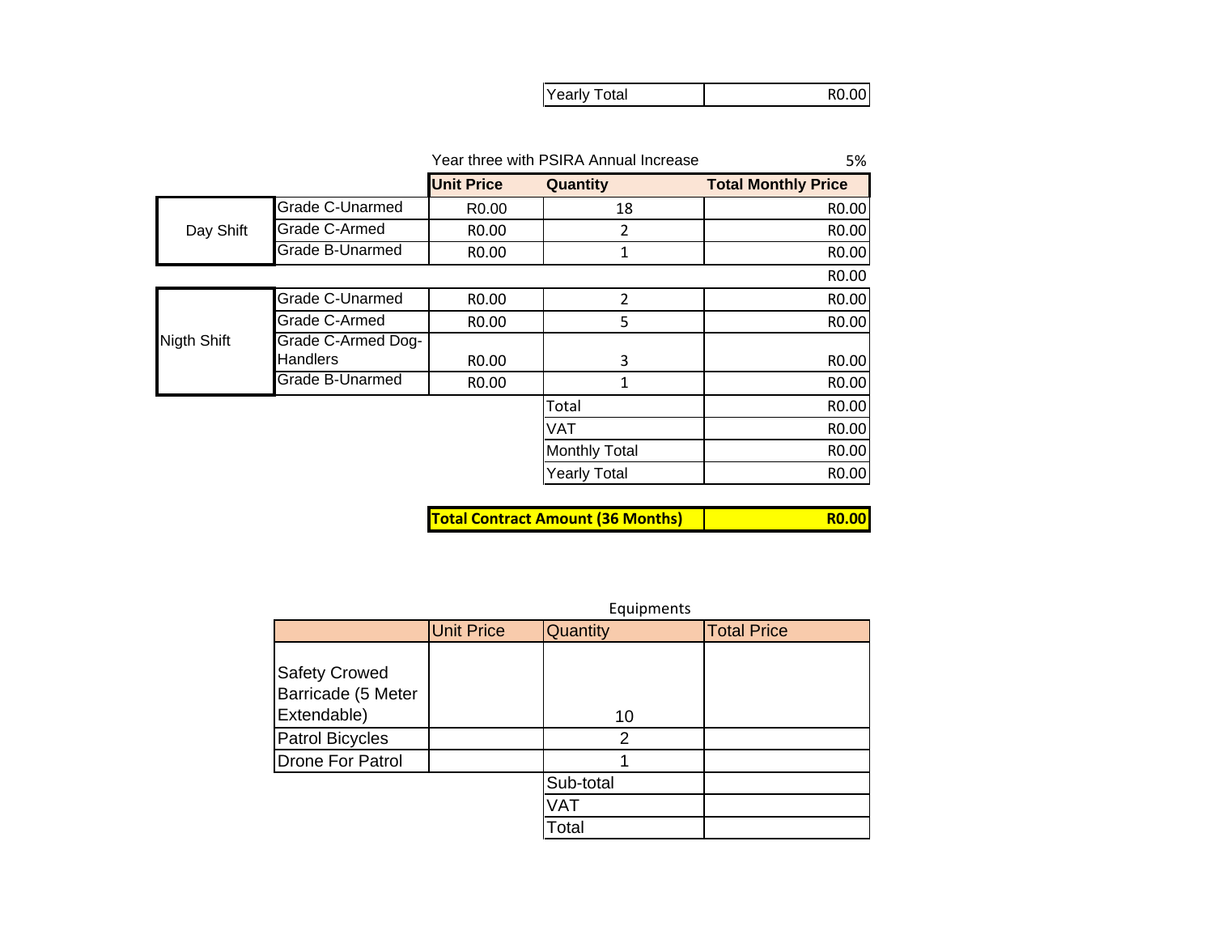| | |
|---|---|
| Yearly Total | R0.00 |

Year three with PSIRA Annual Increase 5%

| | | Unit Price | Quantity | Total Monthly Price |
|---|---|---|---|---|
| Day Shift | Grade C-Unarmed | R0.00 | 18 | R0.00 |
| | Grade C-Armed | R0.00 | 2 | R0.00 |
| | Grade B-Unarmed | R0.00 | 1 | R0.00 |
| | | | | R0.00 |
| Nigth Shift | Grade C-Unarmed | R0.00 | 2 | R0.00 |
| | Grade C-Armed | R0.00 | 5 | R0.00 |
| | Grade C-Armed Dog-Handlers | R0.00 | 3 | R0.00 |
| | Grade B-Unarmed | R0.00 | 1 | R0.00 |
| | | | Total | R0.00 |
| | | | VAT | R0.00 |
| | | | Monthly Total | R0.00 |
| | | | Yearly Total | R0.00 |

| | |
|---|---|
| **Total Contract Amount (36 Months)** | **R0.00** |

Equipments

| | Unit Price | Quantity | Total Price |
|---|---|---|---|
| Safety Crowed Barricade (5 Meter Extendable) | | 10 | |
| Patrol Bicycles | | 2 | |
| Drone For Patrol | | 1 | |
| | | Sub-total | |
| | | VAT | |
| | | Total | |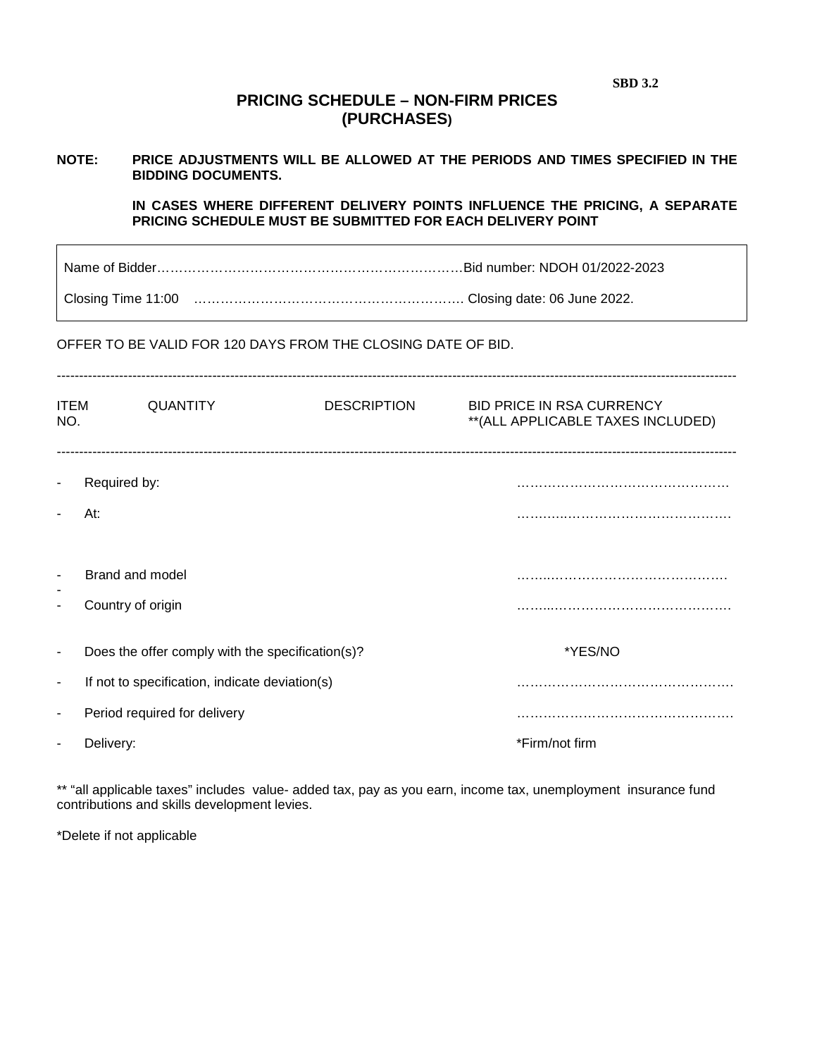SBD 3.2

# PRICING SCHEDULE – NON-FIRM PRICES (PURCHASES)

**NOTE: PRICE ADJUSTMENTS WILL BE ALLOWED AT THE PERIODS AND TIMES SPECIFIED IN THE BIDDING DOCUMENTS.**

**IN CASES WHERE DIFFERENT DELIVERY POINTS INFLUENCE THE PRICING, A SEPARATE PRICING SCHEDULE MUST BE SUBMITTED FOR EACH DELIVERY POINT**

Name of Bidder……………………………………………………………………Bid number: NDOH 01/2022-2023

Closing Time 11:00 ……………………………………………………… Closing date: 06 June 2022.

OFFER TO BE VALID FOR 120 DAYS FROM THE CLOSING DATE OF BID.

---

| ITEM NO. | QUANTITY | DESCRIPTION | BID PRICE IN RSA CURRENCY **(ALL APPLICABLE TAXES INCLUDED) |
|---|---|---|---|

---

- Required by: …………………………………………
- At: …………………………………………
- Brand and model …………………………………………
- Country of origin …………………………………………
- Does the offer comply with the specification(s)? *YES/NO
- If not to specification, indicate deviation(s) …………………………………………
- Period required for delivery …………………………………………
- Delivery: *Firm/not firm

** "all applicable taxes" includes value- added tax, pay as you earn, income tax, unemployment insurance fund contributions and skills development levies.

*Delete if not applicable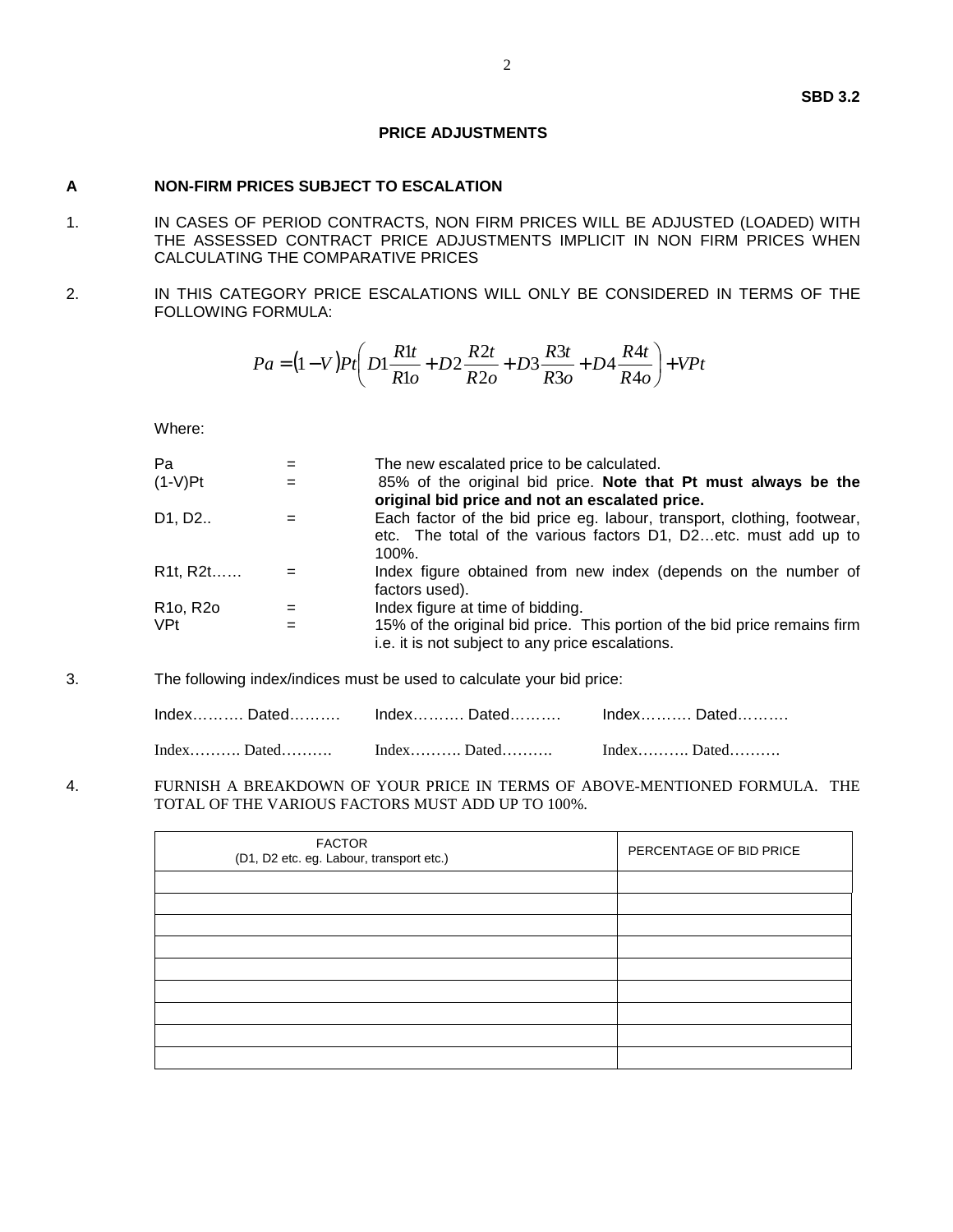**SBD 3.2**

## PRICE ADJUSTMENTS

### A NON-FIRM PRICES SUBJECT TO ESCALATION

1. IN CASES OF PERIOD CONTRACTS, NON FIRM PRICES WILL BE ADJUSTED (LOADED) WITH THE ASSESSED CONTRACT PRICE ADJUSTMENTS IMPLICIT IN NON FIRM PRICES WHEN CALCULATING THE COMPARATIVE PRICES

2. IN THIS CATEGORY PRICE ESCALATIONS WILL ONLY BE CONSIDERED IN TERMS OF THE FOLLOWING FORMULA:

$$Pa = (1-V)Pt\left(D1\frac{R1t}{R1o} + D2\frac{R2t}{R2o} + D3\frac{R3t}{R3o} + D4\frac{R4t}{R4o}\right) + VPt$$

Where:

| | | |
|---|---|---|
| Pa | = | The new escalated price to be calculated. |
| (1-V)Pt | = | 85% of the original bid price. **Note that Pt must always be the original bid price and not an escalated price.** |
| D1, D2.. | = | Each factor of the bid price eg. labour, transport, clothing, footwear, etc. The total of the various factors D1, D2…etc. must add up to 100%. |
| R1t, R2t…… | = | Index figure obtained from new index (depends on the number of factors used). |
| R1o, R2o | = | Index figure at time of bidding. |
| VPt | = | 15% of the original bid price. This portion of the bid price remains firm i.e. it is not subject to any price escalations. |

3. The following index/indices must be used to calculate your bid price:

Index………. Dated……… Index………. Dated……… Index………. Dated……….

Index………. Dated………. Index………. Dated………. Index………. Dated……….

4. FURNISH A BREAKDOWN OF YOUR PRICE IN TERMS OF ABOVE-MENTIONED FORMULA. THE TOTAL OF THE VARIOUS FACTORS MUST ADD UP TO 100%.

| FACTOR (D1, D2 etc. eg. Labour, transport etc.) | PERCENTAGE OF BID PRICE |
|---|---|
| | |
| | |
| | |
| | |
| | |
| | |
| | |
| | |
| | |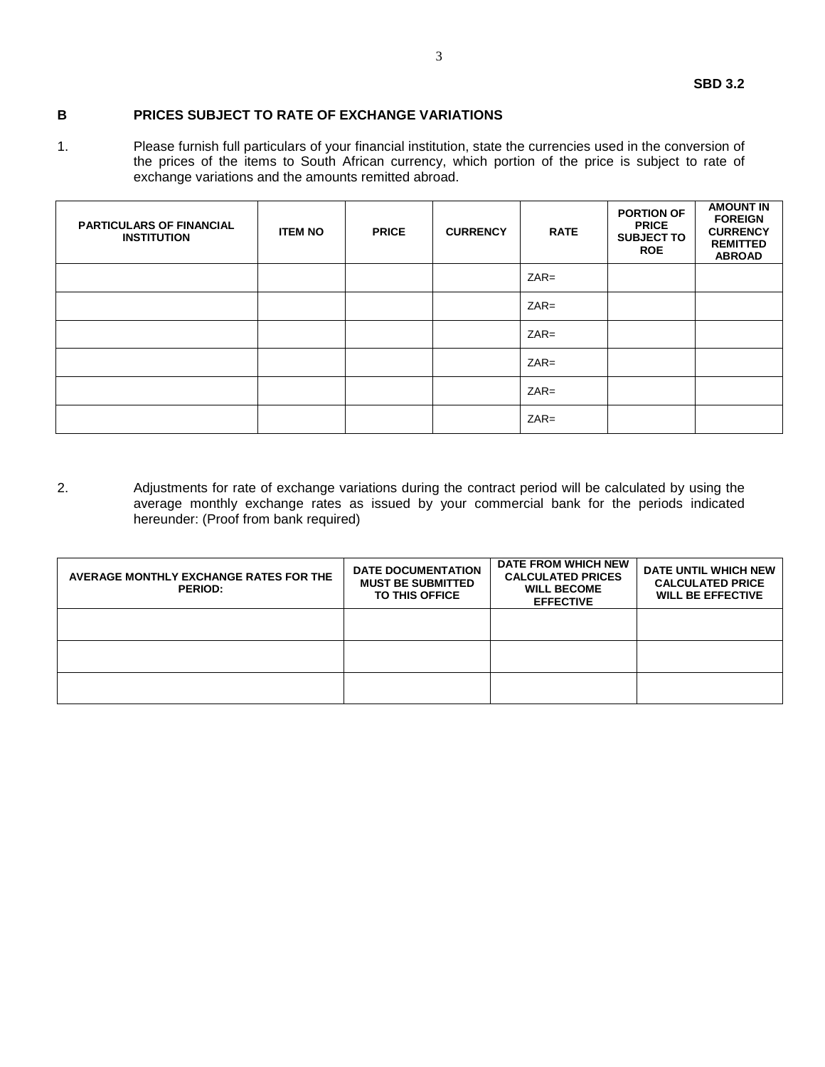SBD 3.2

## B PRICES SUBJECT TO RATE OF EXCHANGE VARIATIONS

1. Please furnish full particulars of your financial institution, state the currencies used in the conversion of the prices of the items to South African currency, which portion of the price is subject to rate of exchange variations and the amounts remitted abroad.

| PARTICULARS OF FINANCIAL INSTITUTION | ITEM NO | PRICE | CURRENCY | RATE | PORTION OF PRICE SUBJECT TO ROE | AMOUNT IN FOREIGN CURRENCY REMITTED ABROAD |
|---|---|---|---|---|---|---|
| | | | | ZAR= | | |
| | | | | ZAR= | | |
| | | | | ZAR= | | |
| | | | | ZAR= | | |
| | | | | ZAR= | | |
| | | | | ZAR= | | |

2. Adjustments for rate of exchange variations during the contract period will be calculated by using the average monthly exchange rates as issued by your commercial bank for the periods indicated hereunder: (Proof from bank required)

| AVERAGE MONTHLY EXCHANGE RATES FOR THE PERIOD: | DATE DOCUMENTATION MUST BE SUBMITTED TO THIS OFFICE | DATE FROM WHICH NEW CALCULATED PRICES WILL BECOME EFFECTIVE | DATE UNTIL WHICH NEW CALCULATED PRICE WILL BE EFFECTIVE |
|---|---|---|---|
| | | | |
| | | | |
| | | | |